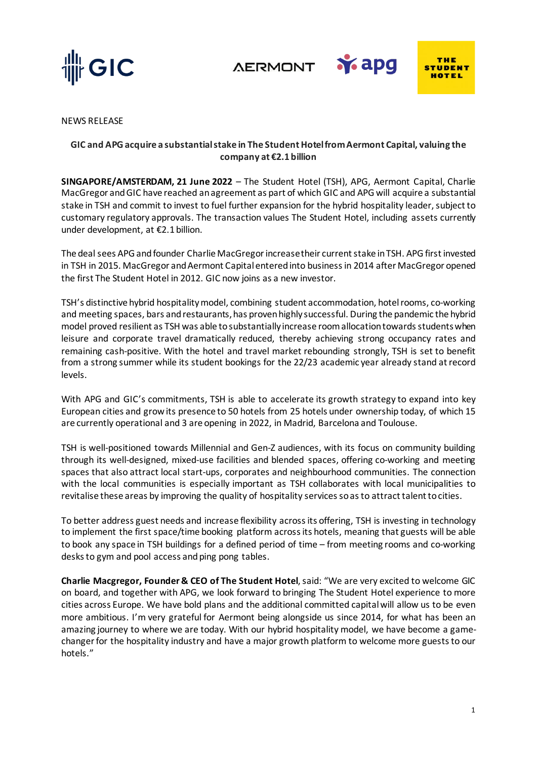NEWS RELEASE

**GIC and APG acquire a substantial stake in The Student Hotel from Aermont Capital, valuing the company at €2.1 billion**

**SINGAPORE/AMSTERDAM, 21 June 2022** – The Student Hotel (TSH), APG, Aermont Capital, Charlie MacGregor and GIC have reached an agreement as part of which GIC and APG will acquire a substantial stake in TSH and commit to invest to fuel further expansion for the hybrid hospitality leader, subject to customary regulatory approvals. The transaction values The Student Hotel, including assets currently under development, at €2.1 billion.

The deal sees APG and founder Charlie MacGregor increase their current stake in TSH. APG first invested in TSH in 2015. MacGregor and Aermont Capital entered into business in 2014 after MacGregor opened the first The Student Hotel in 2012. GIC now joins as a new investor.

TSH's distinctive hybrid hospitality model, combining student accommodation, hotel rooms, co-working and meeting spaces, bars and restaurants, has proven highly successful. During the pandemic the hybrid model proved resilient as TSH was able to substantially increase room allocation towards students when leisure and corporate travel dramatically reduced, thereby achieving strong occupancy rates and remaining cash-positive. With the hotel and travel market rebounding strongly, TSH is set to benefit from a strong summer while its student bookings for the 22/23 academic year already stand at record levels.

With APG and GIC's commitments, TSH is able to accelerate its growth strategy to expand into key European cities and grow its presence to 50 hotels from 25 hotels under ownership today, of which 15 are currently operational and 3 are opening in 2022, in Madrid, Barcelona and Toulouse.

TSH is well-positioned towards Millennial and Gen-Z audiences, with its focus on community building through its well-designed, mixed-use facilities and blended spaces, offering co-working and meeting spaces that also attract local start-ups, corporates and neighbourhood communities. The connection with the local communities is especially important as TSH collaborates with local municipalities to revitalise these areas by improving the quality of hospitality services so as to attract talent to cities.

To better address guest needs and increase flexibility across its offering, TSH is investing in technology to implement the first space/time booking platform across its hotels, meaning that guests will be able to book any space in TSH buildings for a defined period of time – from meeting rooms and co-working desks to gym and pool access and ping pong tables.

**Charlie Macgregor, Founder & CEO of The Student Hotel**, said: "We are very excited to welcome GIC on board, and together with APG, we look forward to bringing The Student Hotel experience to more cities across Europe. We have bold plans and the additional committed capital will allow us to be even more ambitious. I'm very grateful for Aermont being alongside us since 2014, for what has been an amazing journey to where we are today. With our hybrid hospitality model, we have become a game-changer for the hospitality industry and have a major growth platform to welcome more guests to our hotels."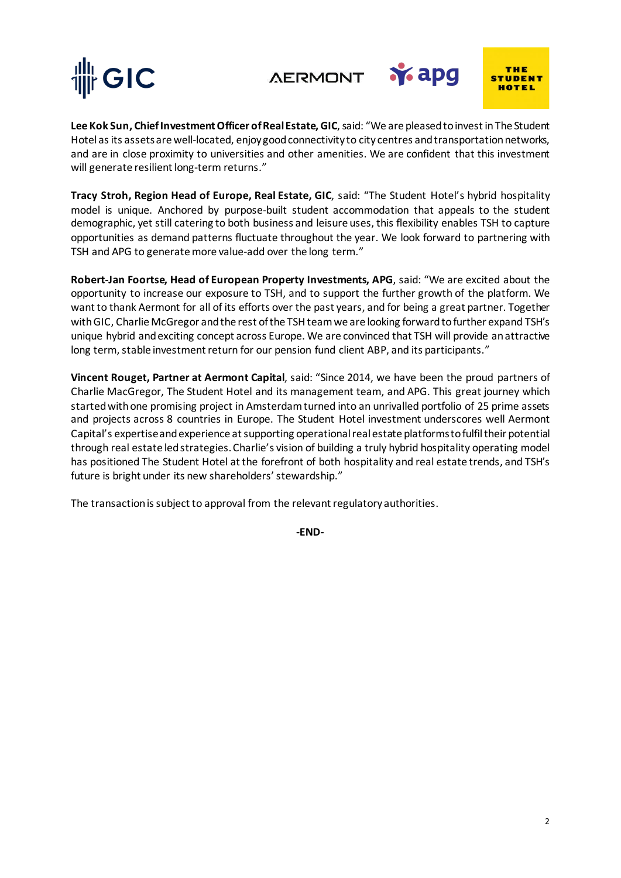**Lee Kok Sun, Chief Investment Officer of Real Estate, GIC**, said: "We are pleased to invest in The Student Hotel as its assets are well-located, enjoy good connectivity to city centres and transportation networks, and are in close proximity to universities and other amenities. We are confident that this investment will generate resilient long-term returns."

**Tracy Stroh, Region Head of Europe, Real Estate, GIC**, said: "The Student Hotel's hybrid hospitality model is unique. Anchored by purpose-built student accommodation that appeals to the student demographic, yet still catering to both business and leisure uses, this flexibility enables TSH to capture opportunities as demand patterns fluctuate throughout the year. We look forward to partnering with TSH and APG to generate more value-add over the long term."

**Robert-Jan Foortse, Head of European Property Investments, APG**, said: "We are excited about the opportunity to increase our exposure to TSH, and to support the further growth of the platform. We want to thank Aermont for all of its efforts over the past years, and for being a great partner. Together with GIC, Charlie McGregor and the rest of the TSH team we are looking forward to further expand TSH's unique hybrid and exciting concept across Europe. We are convinced that TSH will provide an attractive long term, stable investment return for our pension fund client ABP, and its participants."

**Vincent Rouget, Partner at Aermont Capital**, said: "Since 2014, we have been the proud partners of Charlie MacGregor, The Student Hotel and its management team, and APG. This great journey which started with one promising project in Amsterdam turned into an unrivalled portfolio of 25 prime assets and projects across 8 countries in Europe. The Student Hotel investment underscores well Aermont Capital's expertise and experience at supporting operational real estate platforms to fulfil their potential through real estate led strategies. Charlie's vision of building a truly hybrid hospitality operating model has positioned The Student Hotel at the forefront of both hospitality and real estate trends, and TSH's future is bright under its new shareholders' stewardship."

The transaction is subject to approval from the relevant regulatory authorities.

**-END-**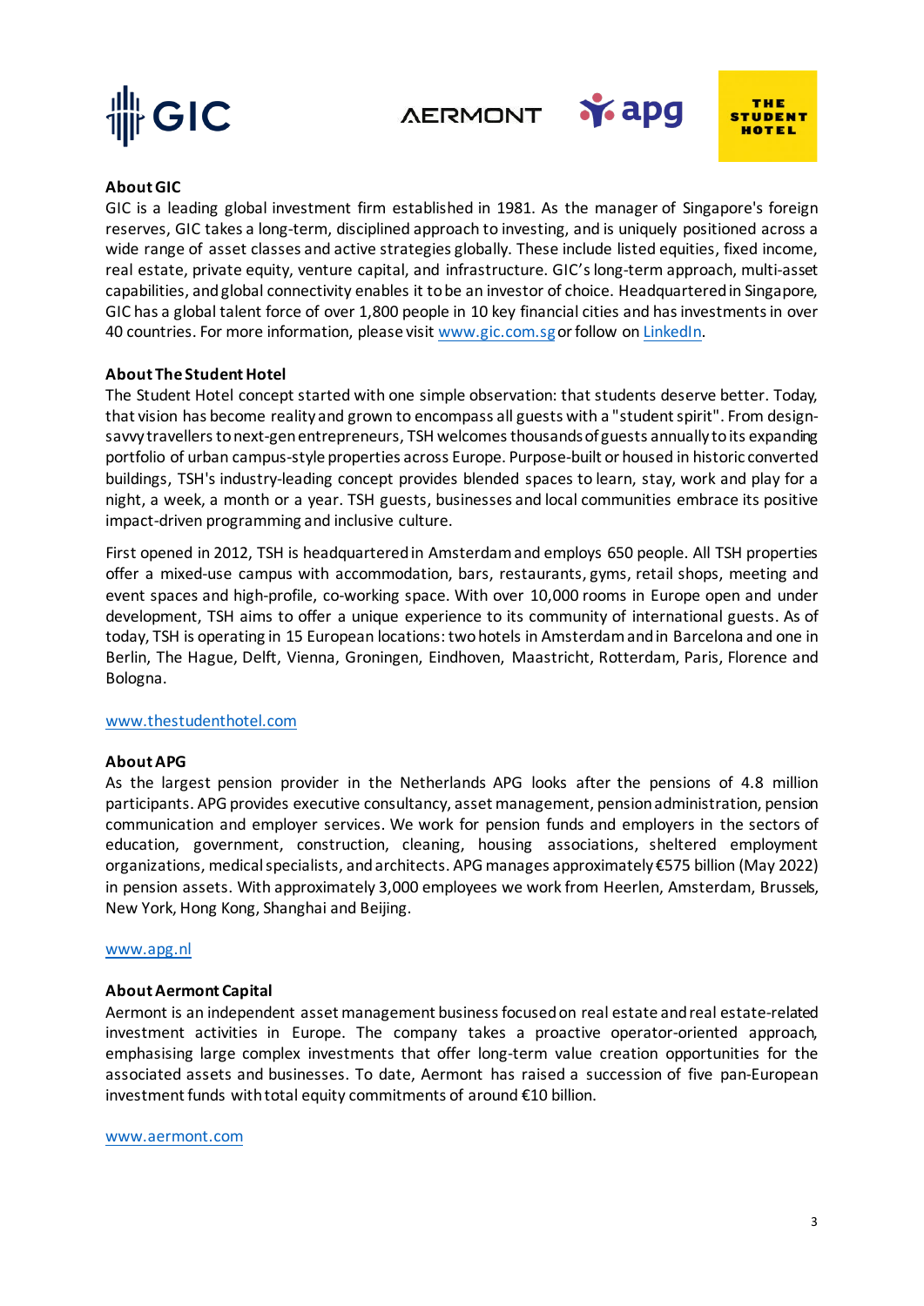**About GIC**

GIC is a leading global investment firm established in 1981. As the manager of Singapore's foreign reserves, GIC takes a long-term, disciplined approach to investing, and is uniquely positioned across a wide range of asset classes and active strategies globally. These include listed equities, fixed income, real estate, private equity, venture capital, and infrastructure. GIC's long-term approach, multi-asset capabilities, and global connectivity enables it to be an investor of choice. Headquartered in Singapore, GIC has a global talent force of over 1,800 people in 10 key financial cities and has investments in over 40 countries. For more information, please visit [www.gic.com.sg](www.gic.com.sg) or follow on [LinkedIn](LinkedIn).

**About The Student Hotel**

The Student Hotel concept started with one simple observation: that students deserve better. Today, that vision has become reality and grown to encompass all guests with a "student spirit". From design-savvy travellers to next-gen entrepreneurs, TSH welcomes thousands of guests annually to its expanding portfolio of urban campus-style properties across Europe. Purpose-built or housed in historic converted buildings, TSH's industry-leading concept provides blended spaces to learn, stay, work and play for a night, a week, a month or a year. TSH guests, businesses and local communities embrace its positive impact-driven programming and inclusive culture.

First opened in 2012, TSH is headquartered in Amsterdam and employs 650 people. All TSH properties offer a mixed-use campus with accommodation, bars, restaurants, gyms, retail shops, meeting and event spaces and high-profile, co-working space. With over 10,000 rooms in Europe open and under development, TSH aims to offer a unique experience to its community of international guests. As of today, TSH is operating in 15 European locations: two hotels in Amsterdam and in Barcelona and one in Berlin, The Hague, Delft, Vienna, Groningen, Eindhoven, Maastricht, Rotterdam, Paris, Florence and Bologna.

[www.thestudenthotel.com](www.thestudenthotel.com)

**About APG**

As the largest pension provider in the Netherlands APG looks after the pensions of 4.8 million participants. APG provides executive consultancy, asset management, pension administration, pension communication and employer services. We work for pension funds and employers in the sectors of education, government, construction, cleaning, housing associations, sheltered employment organizations, medical specialists, and architects. APG manages approximately €575 billion (May 2022) in pension assets. With approximately 3,000 employees we work from Heerlen, Amsterdam, Brussels, New York, Hong Kong, Shanghai and Beijing.

[www.apg.nl](www.apg.nl)

**About Aermont Capital**

Aermont is an independent asset management business focused on real estate and real estate-related investment activities in Europe. The company takes a proactive operator-oriented approach, emphasising large complex investments that offer long-term value creation opportunities for the associated assets and businesses. To date, Aermont has raised a succession of five pan-European investment funds with total equity commitments of around €10 billion.

[www.aermont.com](www.aermont.com)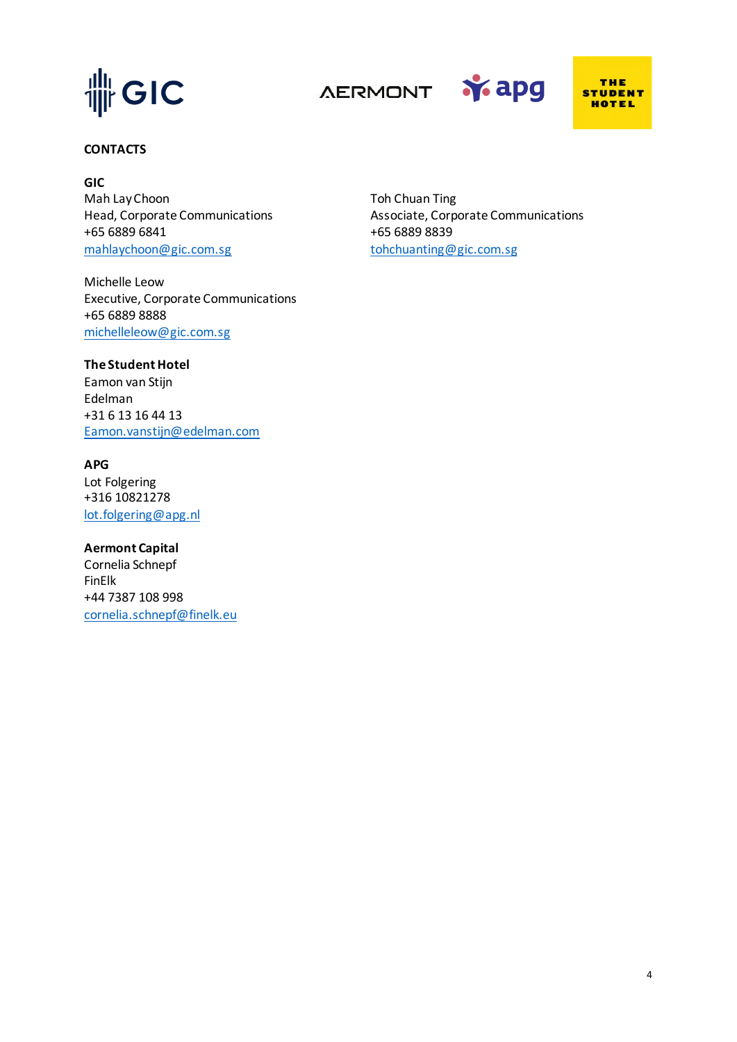## CONTACTS

**GIC**

Mah Lay Choon
Head, Corporate Communications
+65 6889 6841
mahlaychoon@gic.com.sg

Toh Chuan Ting
Associate, Corporate Communications
+65 6889 8839
tohchuanting@gic.com.sg

Michelle Leow
Executive, Corporate Communications
+65 6889 8888
michelleleow@gic.com.sg

**The Student Hotel**

Eamon van Stijn
Edelman
+31 6 13 16 44 13
Eamon.vanstijn@edelman.com

**APG**

Lot Folgering
+316 10821278
lot.folgering@apg.nl

**Aermont Capital**

Cornelia Schnepf
FinElk
+44 7387 108 998
cornelia.schnepf@finelk.eu